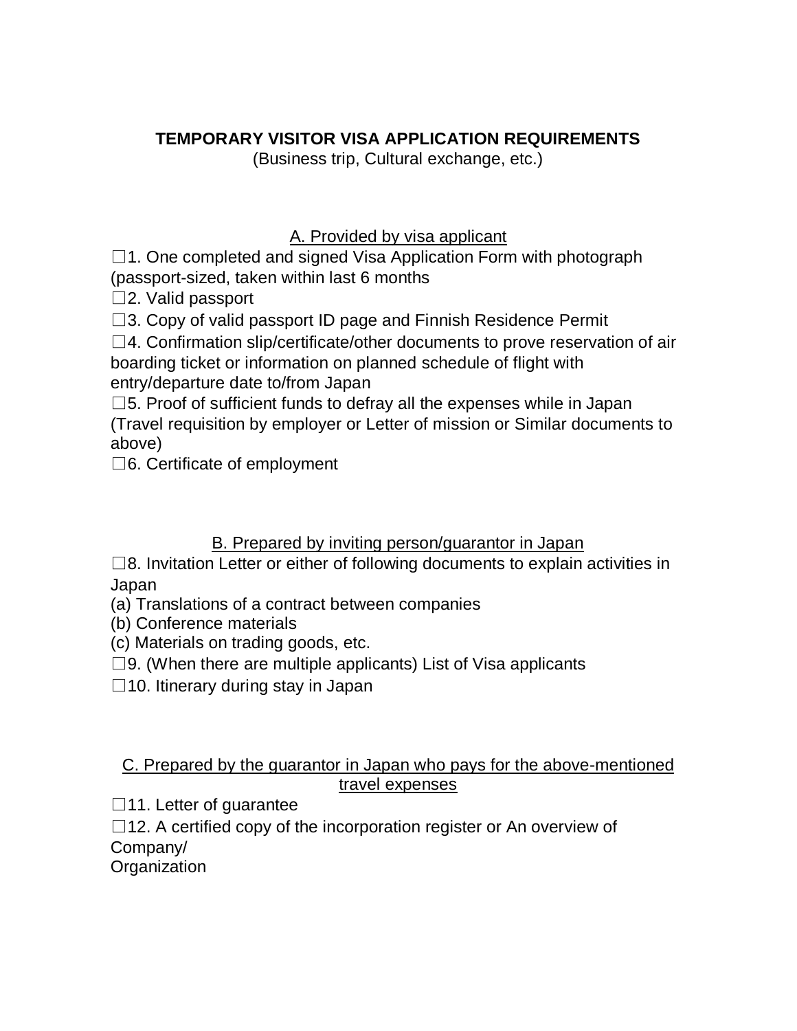**TEMPORARY VISITOR VISA APPLICATION REQUIREMENTS**
(Business trip, Cultural exchange, etc.)

A. Provided by visa applicant

☐1. One completed and signed Visa Application Form with photograph (passport-sized, taken within last 6 months

☐2. Valid passport

☐3. Copy of valid passport ID page and Finnish Residence Permit

☐4. Confirmation slip/certificate/other documents to prove reservation of air boarding ticket or information on planned schedule of flight with entry/departure date to/from Japan

☐5. Proof of sufficient funds to defray all the expenses while in Japan (Travel requisition by employer or Letter of mission or Similar documents to above)

☐6. Certificate of employment

B. Prepared by inviting person/guarantor in Japan

☐8. Invitation Letter or either of following documents to explain activities in Japan

(a) Translations of a contract between companies

(b) Conference materials

(c) Materials on trading goods, etc.

☐9. (When there are multiple applicants) List of Visa applicants

☐10. Itinerary during stay in Japan

C. Prepared by the guarantor in Japan who pays for the above-mentioned travel expenses

☐11. Letter of guarantee

☐12. A certified copy of the incorporation register or An overview of Company/
Organization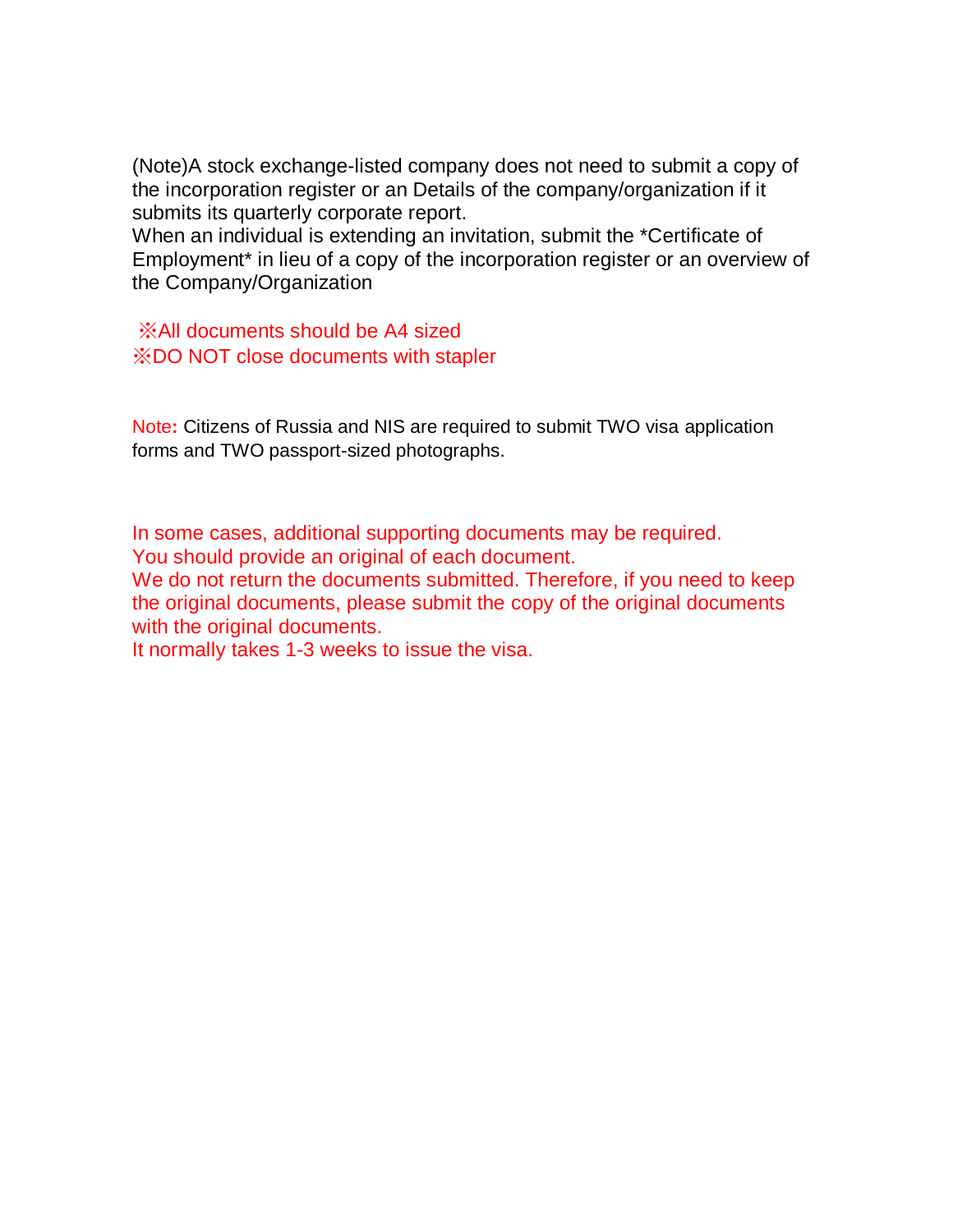(Note)A stock exchange-listed company does not need to submit a copy of the incorporation register or an Details of the company/organization if it submits its quarterly corporate report.
When an individual is extending an invitation, submit the *Certificate of Employment* in lieu of a copy of the incorporation register or an overview of the Company/Organization

※All documents should be A4 sized
※DO NOT close documents with stapler

Note**:** Citizens of Russia and NIS are required to submit TWO visa application forms and TWO passport-sized photographs.

In some cases, additional supporting documents may be required.
You should provide an original of each document.
We do not return the documents submitted. Therefore, if you need to keep the original documents, please submit the copy of the original documents with the original documents.
It normally takes 1-3 weeks to issue the visa.